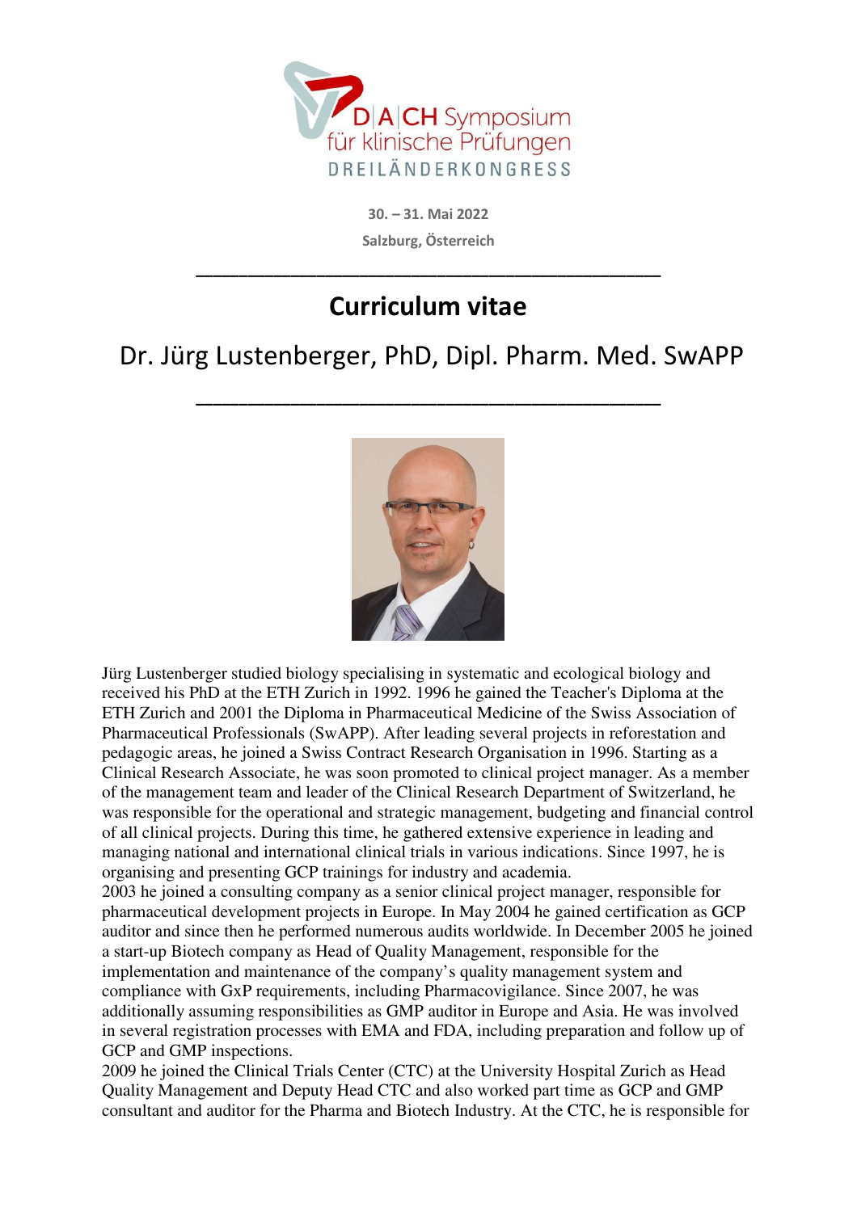D|A|CH Symposium für klinische Prüfungen
DREILÄNDERKONGRESS

**30. – 31. Mai 2022**

**Salzburg, Österreich**

---

# Curriculum vitae

## Dr. Jürg Lustenberger, PhD, Dipl. Pharm. Med. SwAPP

---

Jürg Lustenberger studied biology specialising in systematic and ecological biology and received his PhD at the ETH Zurich in 1992. 1996 he gained the Teacher's Diploma at the ETH Zurich and 2001 the Diploma in Pharmaceutical Medicine of the Swiss Association of Pharmaceutical Professionals (SwAPP). After leading several projects in reforestation and pedagogic areas, he joined a Swiss Contract Research Organisation in 1996. Starting as a Clinical Research Associate, he was soon promoted to clinical project manager. As a member of the management team and leader of the Clinical Research Department of Switzerland, he was responsible for the operational and strategic management, budgeting and financial control of all clinical projects. During this time, he gathered extensive experience in leading and managing national and international clinical trials in various indications. Since 1997, he is organising and presenting GCP trainings for industry and academia.

2003 he joined a consulting company as a senior clinical project manager, responsible for pharmaceutical development projects in Europe. In May 2004 he gained certification as GCP auditor and since then he performed numerous audits worldwide. In December 2005 he joined a start-up Biotech company as Head of Quality Management, responsible for the implementation and maintenance of the company's quality management system and compliance with GxP requirements, including Pharmacovigilance. Since 2007, he was additionally assuming responsibilities as GMP auditor in Europe and Asia. He was involved in several registration processes with EMA and FDA, including preparation and follow up of GCP and GMP inspections.

2009 he joined the Clinical Trials Center (CTC) at the University Hospital Zurich as Head Quality Management and Deputy Head CTC and also worked part time as GCP and GMP consultant and auditor for the Pharma and Biotech Industry. At the CTC, he is responsible for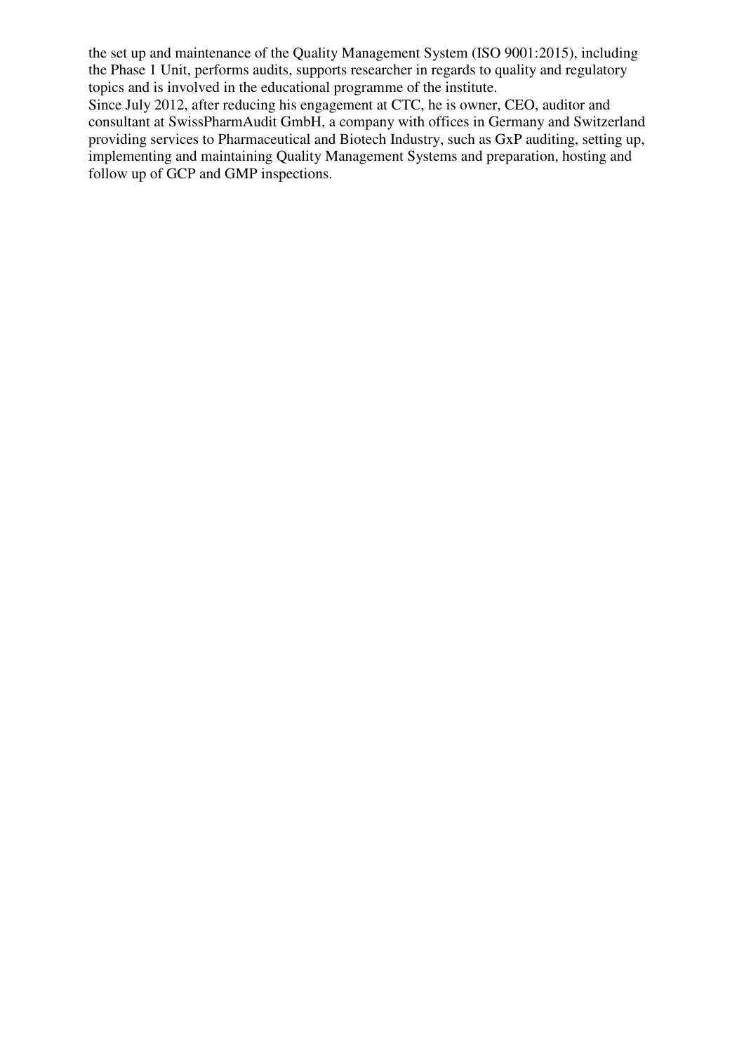the set up and maintenance of the Quality Management System (ISO 9001:2015), including the Phase 1 Unit, performs audits, supports researcher in regards to quality and regulatory topics and is involved in the educational programme of the institute.
Since July 2012, after reducing his engagement at CTC, he is owner, CEO, auditor and consultant at SwissPharmAudit GmbH, a company with offices in Germany and Switzerland providing services to Pharmaceutical and Biotech Industry, such as GxP auditing, setting up, implementing and maintaining Quality Management Systems and preparation, hosting and follow up of GCP and GMP inspections.